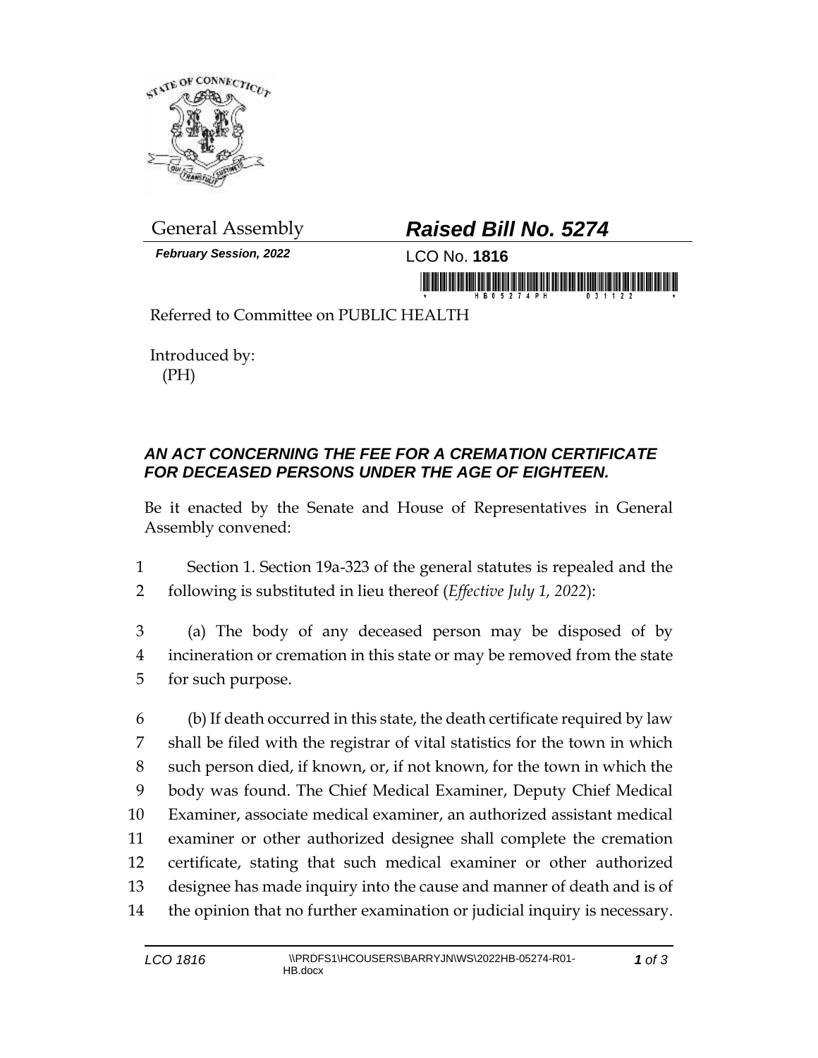General Assembly

***Raised Bill No. 5274***

***February Session, 2022***

LCO No. **1816**

Referred to Committee on PUBLIC HEALTH

Introduced by:
(PH)

## *AN ACT CONCERNING THE FEE FOR A CREMATION CERTIFICATE FOR DECEASED PERSONS UNDER THE AGE OF EIGHTEEN.*

Be it enacted by the Senate and House of Representatives in General Assembly convened:

1 Section 1. Section 19a-323 of the general statutes is repealed and the
2 following is substituted in lieu thereof (*Effective July 1, 2022*):

3 (a) The body of any deceased person may be disposed of by
4 incineration or cremation in this state or may be removed from the state
5 for such purpose.

6 (b) If death occurred in this state, the death certificate required by law
7 shall be filed with the registrar of vital statistics for the town in which
8 such person died, if known, or, if not known, for the town in which the
9 body was found. The Chief Medical Examiner, Deputy Chief Medical
10 Examiner, associate medical examiner, an authorized assistant medical
11 examiner or other authorized designee shall complete the cremation
12 certificate, stating that such medical examiner or other authorized
13 designee has made inquiry into the cause and manner of death and is of
14 the opinion that no further examination or judicial inquiry is necessary.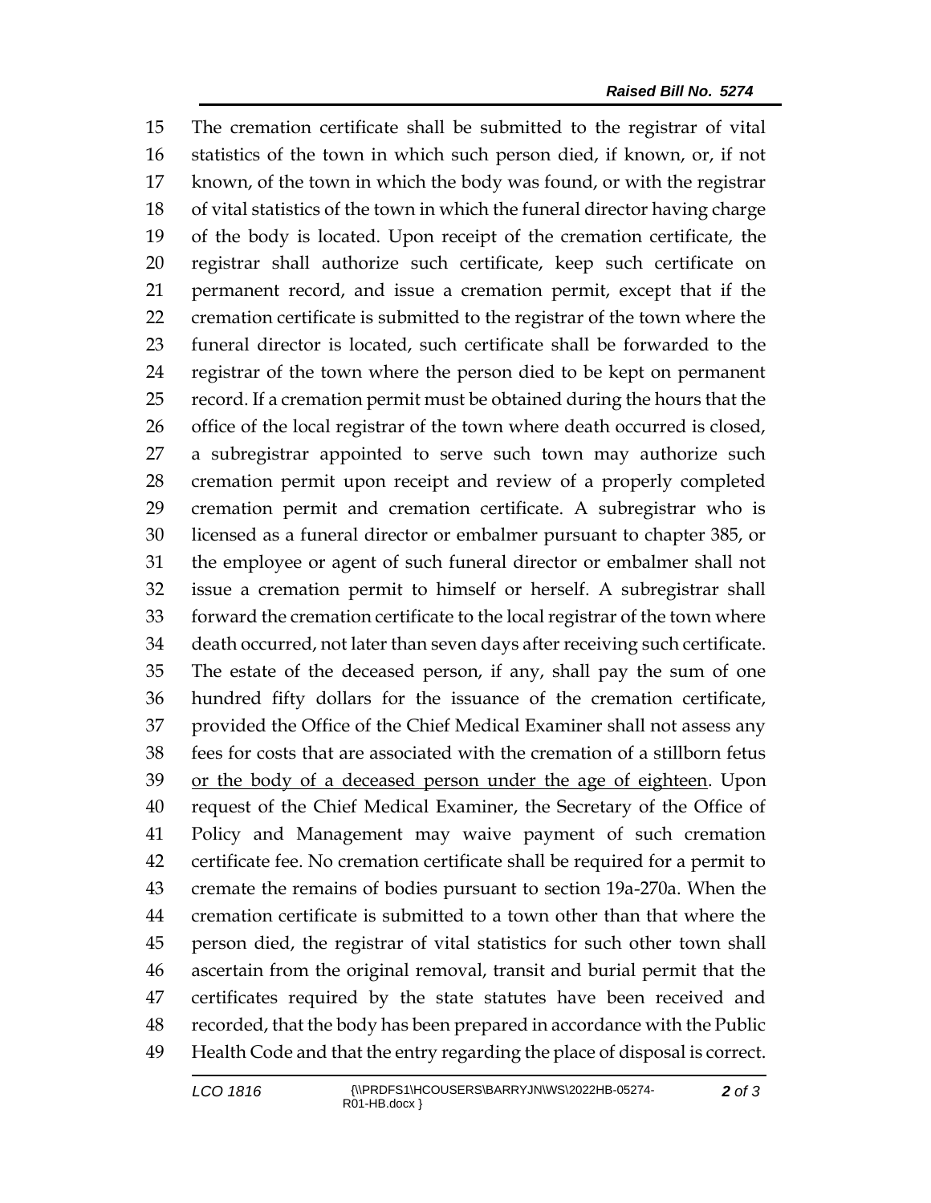The cremation certificate shall be submitted to the registrar of vital statistics of the town in which such person died, if known, or, if not known, of the town in which the body was found, or with the registrar of vital statistics of the town in which the funeral director having charge of the body is located. Upon receipt of the cremation certificate, the registrar shall authorize such certificate, keep such certificate on permanent record, and issue a cremation permit, except that if the cremation certificate is submitted to the registrar of the town where the funeral director is located, such certificate shall be forwarded to the registrar of the town where the person died to be kept on permanent record. If a cremation permit must be obtained during the hours that the office of the local registrar of the town where death occurred is closed, a subregistrar appointed to serve such town may authorize such cremation permit upon receipt and review of a properly completed cremation permit and cremation certificate. A subregistrar who is licensed as a funeral director or embalmer pursuant to chapter 385, or the employee or agent of such funeral director or embalmer shall not issue a cremation permit to himself or herself. A subregistrar shall forward the cremation certificate to the local registrar of the town where death occurred, not later than seven days after receiving such certificate. The estate of the deceased person, if any, shall pay the sum of one hundred fifty dollars for the issuance of the cremation certificate, provided the Office of the Chief Medical Examiner shall not assess any fees for costs that are associated with the cremation of a stillborn fetus <u>or the body of a deceased person under the age of eighteen</u>. Upon request of the Chief Medical Examiner, the Secretary of the Office of Policy and Management may waive payment of such cremation certificate fee. No cremation certificate shall be required for a permit to cremate the remains of bodies pursuant to section 19a-270a. When the cremation certificate is submitted to a town other than that where the person died, the registrar of vital statistics for such other town shall ascertain from the original removal, transit and burial permit that the certificates required by the state statutes have been received and recorded, that the body has been prepared in accordance with the Public Health Code and that the entry regarding the place of disposal is correct.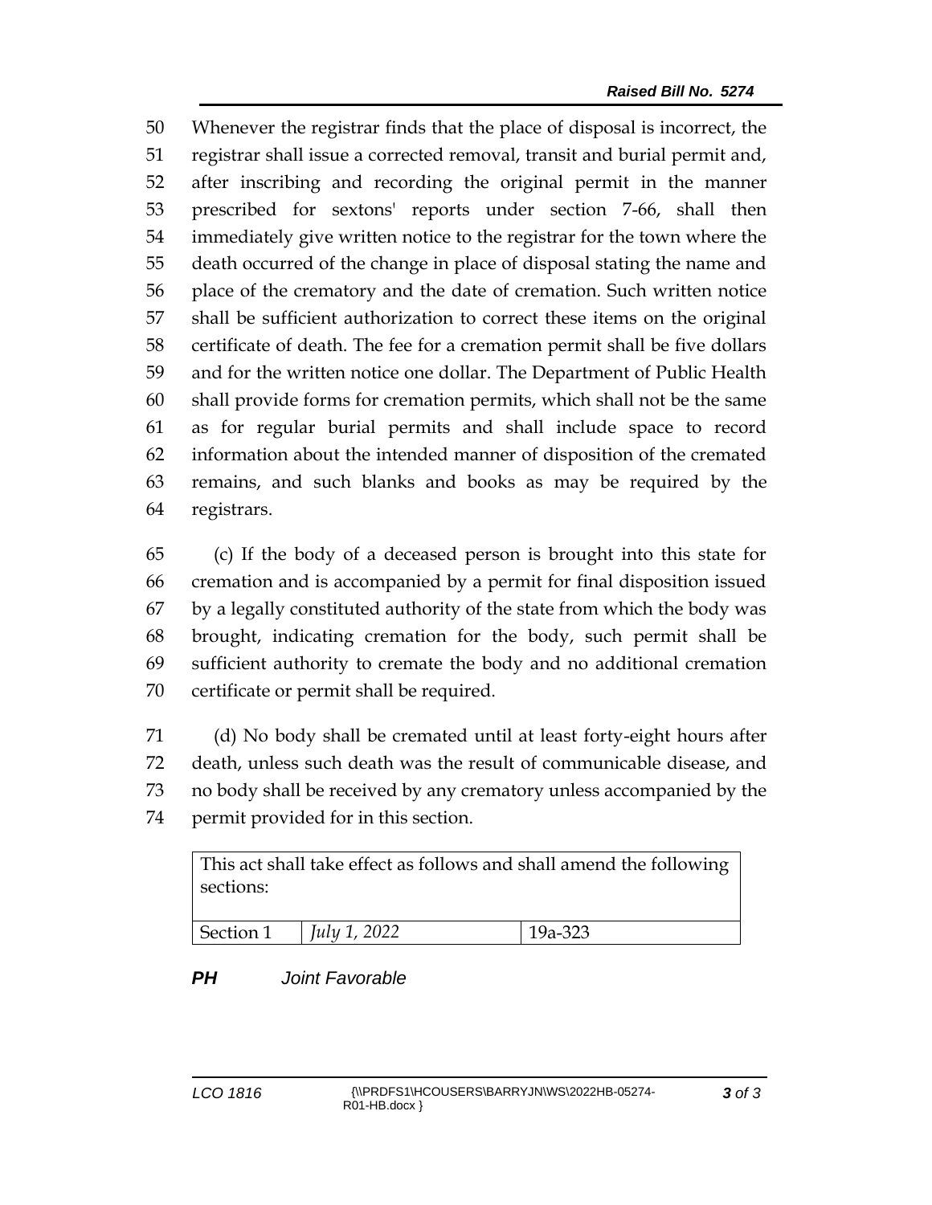Whenever the registrar finds that the place of disposal is incorrect, the registrar shall issue a corrected removal, transit and burial permit and, after inscribing and recording the original permit in the manner prescribed for sextons' reports under section 7-66, shall then immediately give written notice to the registrar for the town where the death occurred of the change in place of disposal stating the name and place of the crematory and the date of cremation. Such written notice shall be sufficient authorization to correct these items on the original certificate of death. The fee for a cremation permit shall be five dollars and for the written notice one dollar. The Department of Public Health shall provide forms for cremation permits, which shall not be the same as for regular burial permits and shall include space to record information about the intended manner of disposition of the cremated remains, and such blanks and books as may be required by the registrars.

(c) If the body of a deceased person is brought into this state for cremation and is accompanied by a permit for final disposition issued by a legally constituted authority of the state from which the body was brought, indicating cremation for the body, such permit shall be sufficient authority to cremate the body and no additional cremation certificate or permit shall be required.

(d) No body shall be cremated until at least forty-eight hours after death, unless such death was the result of communicable disease, and no body shall be received by any crematory unless accompanied by the permit provided for in this section.

| This act shall take effect as follows and shall amend the following sections: | | |
|---|---|---|
| Section 1 | *July 1, 2022* | 19a-323 |

***PH*** *Joint Favorable*